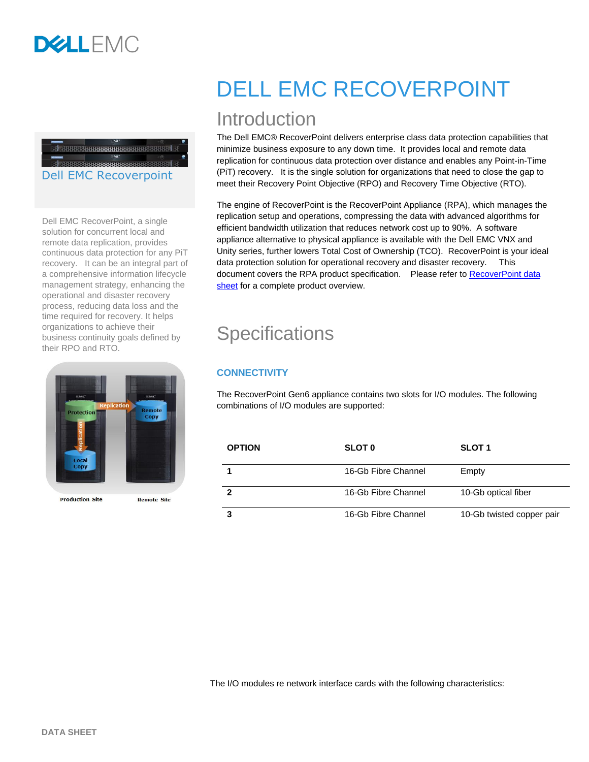# DELL EMC RECOVERPOINT

## Introduction

The Dell EMC® RecoverPoint delivers enterprise class data protection capabilities that minimize business exposure to any down time. It provides local and remote data replication for continuous data protection over distance and enables any Point-in-Time (PiT) recovery. It is the single solution for organizations that need to close the gap to meet their Recovery Point Objective (RPO) and Recovery Time Objective (RTO).

The engine of RecoverPoint is the RecoverPoint Appliance (RPA), which manages the replication setup and operations, compressing the data with advanced algorithms for efficient bandwidth utilization that reduces network cost up to 90%. A software appliance alternative to physical appliance is available with the Dell EMC VNX and Unity series, further lowers Total Cost of Ownership (TCO). RecoverPoint is your ideal data protection solution for operational recovery and disaster recovery. This document covers the RPA product specification. Please refer to [RecoverPoint data sheet]() for a complete product overview.

Dell EMC Recoverpoint

Dell EMC RecoverPoint, a single solution for concurrent local and remote data replication, provides continuous data protection for any PiT recovery. It can be an integral part of a comprehensive information lifecycle management strategy, enhancing the operational and disaster recovery process, reducing data loss and the time required for recovery. It helps organizations to achieve their business continuity goals defined by their RPO and RTO.

## Specifications

### CONNECTIVITY

The RecoverPoint Gen6 appliance contains two slots for I/O modules. The following combinations of I/O modules are supported:

| OPTION | SLOT 0 | SLOT 1 |
|---|---|---|
| **1** | 16-Gb Fibre Channel | Empty |
| **2** | 16-Gb Fibre Channel | 10-Gb optical fiber |
| **3** | 16-Gb Fibre Channel | 10-Gb twisted copper pair |

The I/O modules re network interface cards with the following characteristics: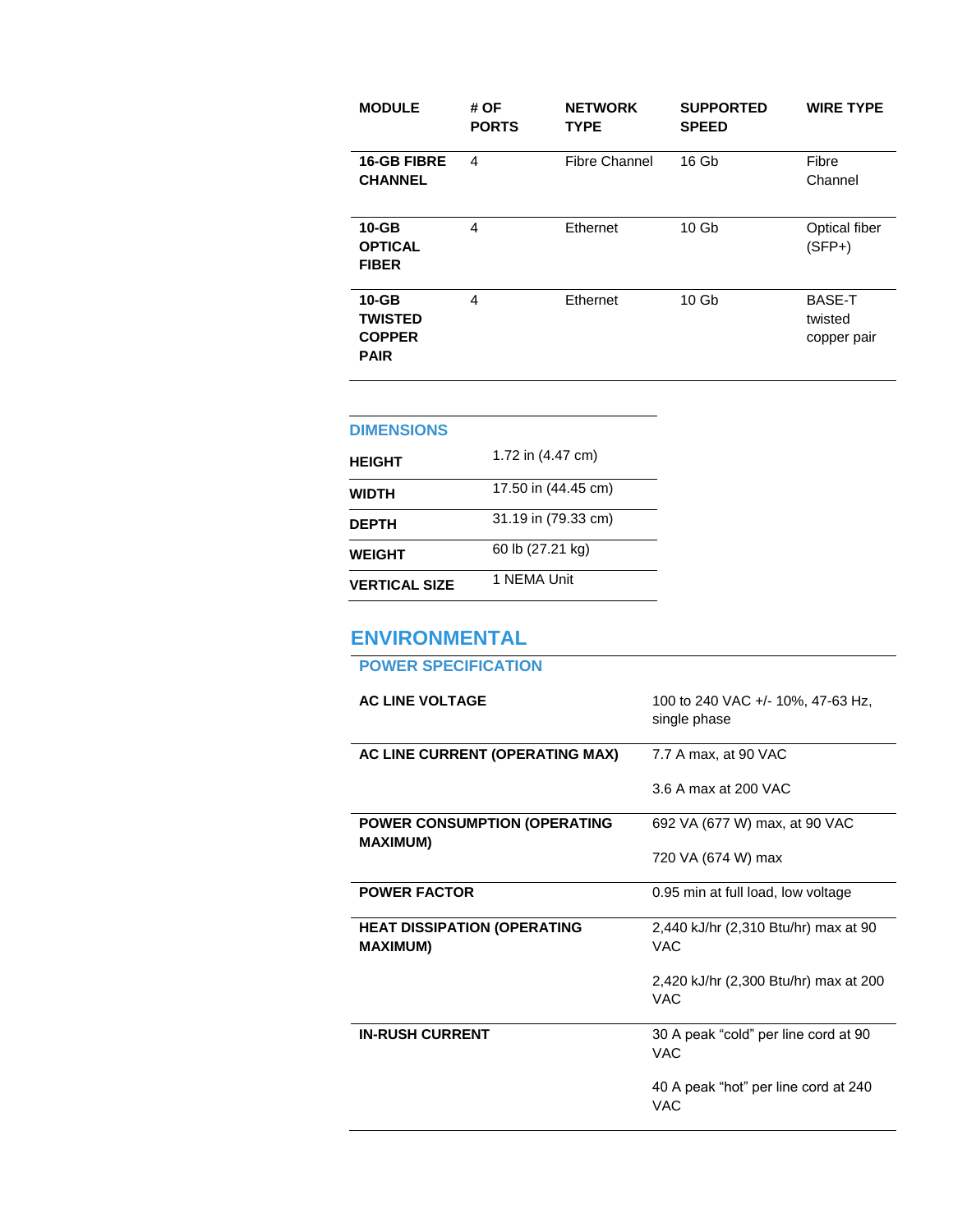| MODULE | # OF PORTS | NETWORK TYPE | SUPPORTED SPEED | WIRE TYPE |
|---|---|---|---|---|
| **16-GB FIBRE CHANNEL** | 4 | Fibre Channel | 16 Gb | Fibre Channel |
| **10-GB OPTICAL FIBER** | 4 | Ethernet | 10 Gb | Optical fiber (SFP+) |
| **10-GB TWISTED COPPER PAIR** | 4 | Ethernet | 10 Gb | BASE-T twisted copper pair |

### DIMENSIONS

| | |
|---|---|
| **HEIGHT** | 1.72 in (4.47 cm) |
| **WIDTH** | 17.50 in (44.45 cm) |
| **DEPTH** | 31.19 in (79.33 cm) |
| **WEIGHT** | 60 lb (27.21 kg) |
| **VERTICAL SIZE** | 1 NEMA Unit |

## ENVIRONMENTAL

### POWER SPECIFICATION

| | |
|---|---|
| **AC LINE VOLTAGE** | 100 to 240 VAC +/- 10%, 47-63 Hz, single phase |
| **AC LINE CURRENT (OPERATING MAX)** | 7.7 A max, at 90 VAC<br><br>3.6 A max at 200 VAC |
| **POWER CONSUMPTION (OPERATING MAXIMUM)** | 692 VA (677 W) max, at 90 VAC<br><br>720 VA (674 W) max |
| **POWER FACTOR** | 0.95 min at full load, low voltage |
| **HEAT DISSIPATION (OPERATING MAXIMUM)** | 2,440 kJ/hr (2,310 Btu/hr) max at 90 VAC<br><br>2,420 kJ/hr (2,300 Btu/hr) max at 200 VAC |
| **IN-RUSH CURRENT** | 30 A peak "cold" per line cord at 90 VAC<br><br>40 A peak "hot" per line cord at 240 VAC |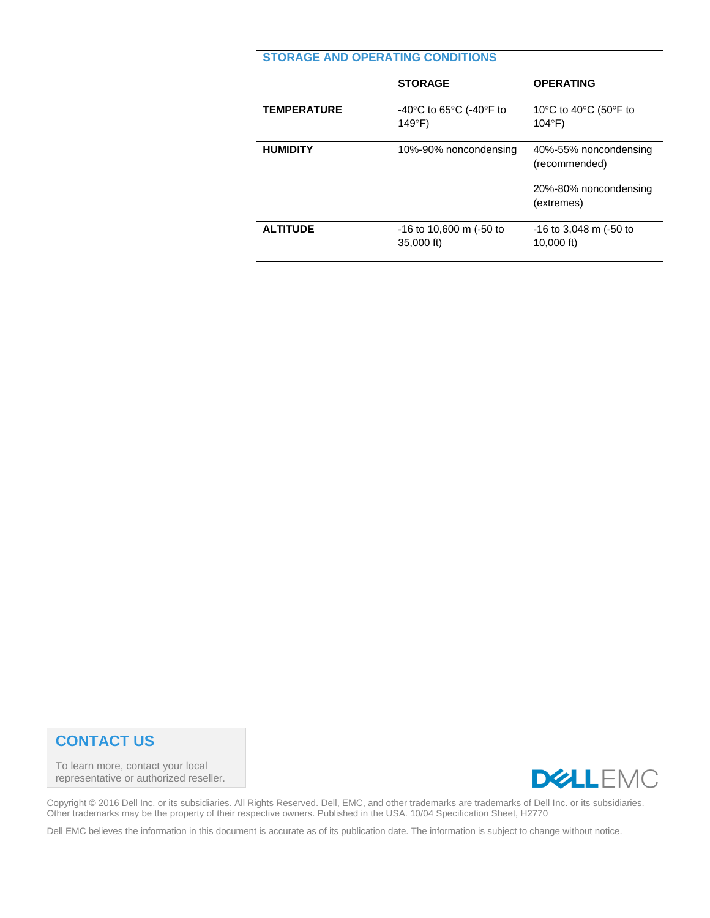## STORAGE AND OPERATING CONDITIONS

| | STORAGE | OPERATING |
|---|---|---|
| **TEMPERATURE** | -40°C to 65°C (-40°F to 149°F) | 10°C to 40°C (50°F to 104°F) |
| **HUMIDITY** | 10%-90% noncondensing | 40%-55% noncondensing (recommended)<br><br>20%-80% noncondensing (extremes) |
| **ALTITUDE** | -16 to 10,600 m (-50 to 35,000 ft) | -16 to 3,048 m (-50 to 10,000 ft) |

## CONTACT US

To learn more, contact your local representative or authorized reseller.

Copyright © 2016 Dell Inc. or its subsidiaries. All Rights Reserved. Dell, EMC, and other trademarks are trademarks of Dell Inc. or its subsidiaries. Other trademarks may be the property of their respective owners. Published in the USA. 10/04 Specification Sheet, H2770

Dell EMC believes the information in this document is accurate as of its publication date. The information is subject to change without notice.